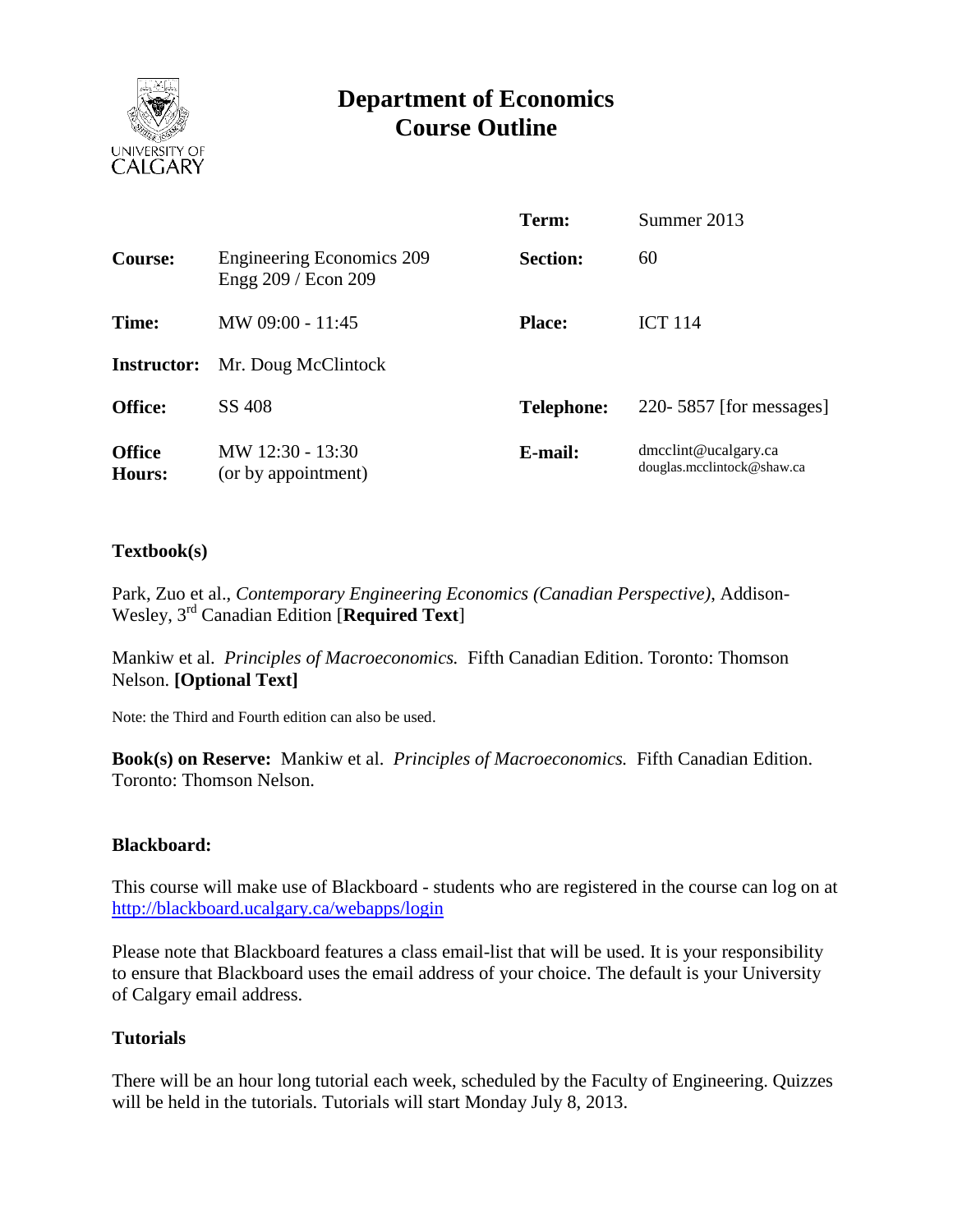# Department of Economics Course Outline

| | | | |
|---|---|---|---|
| | | **Term:** | Summer 2013 |
| **Course:** | Engineering Economics 209<br>Engg 209 / Econ 209 | **Section:** | 60 |
| **Time:** | MW 09:00 - 11:45 | **Place:** | ICT 114 |
| **Instructor:** | Mr. Doug McClintock | | |
| **Office:** | SS 408 | **Telephone:** | 220- 5857 [for messages] |
| **Office Hours:** | MW 12:30 - 13:30<br>(or by appointment) | **E-mail:** | dmcclint@ucalgary.ca<br>douglas.mcclintock@shaw.ca |

### Textbook(s)

Park, Zuo et al., *Contemporary Engineering Economics (Canadian Perspective)*, Addison-Wesley, 3rd Canadian Edition [**Required Text**]

Mankiw et al. *Principles of Macroeconomics.* Fifth Canadian Edition. Toronto: Thomson Nelson. **[Optional Text]**

Note: the Third and Fourth edition can also be used.

**Book(s) on Reserve:** Mankiw et al. *Principles of Macroeconomics.* Fifth Canadian Edition. Toronto: Thomson Nelson.

### Blackboard:

This course will make use of Blackboard - students who are registered in the course can log on at http://blackboard.ucalgary.ca/webapps/login

Please note that Blackboard features a class email-list that will be used. It is your responsibility to ensure that Blackboard uses the email address of your choice. The default is your University of Calgary email address.

### Tutorials

There will be an hour long tutorial each week, scheduled by the Faculty of Engineering. Quizzes will be held in the tutorials. Tutorials will start Monday July 8, 2013.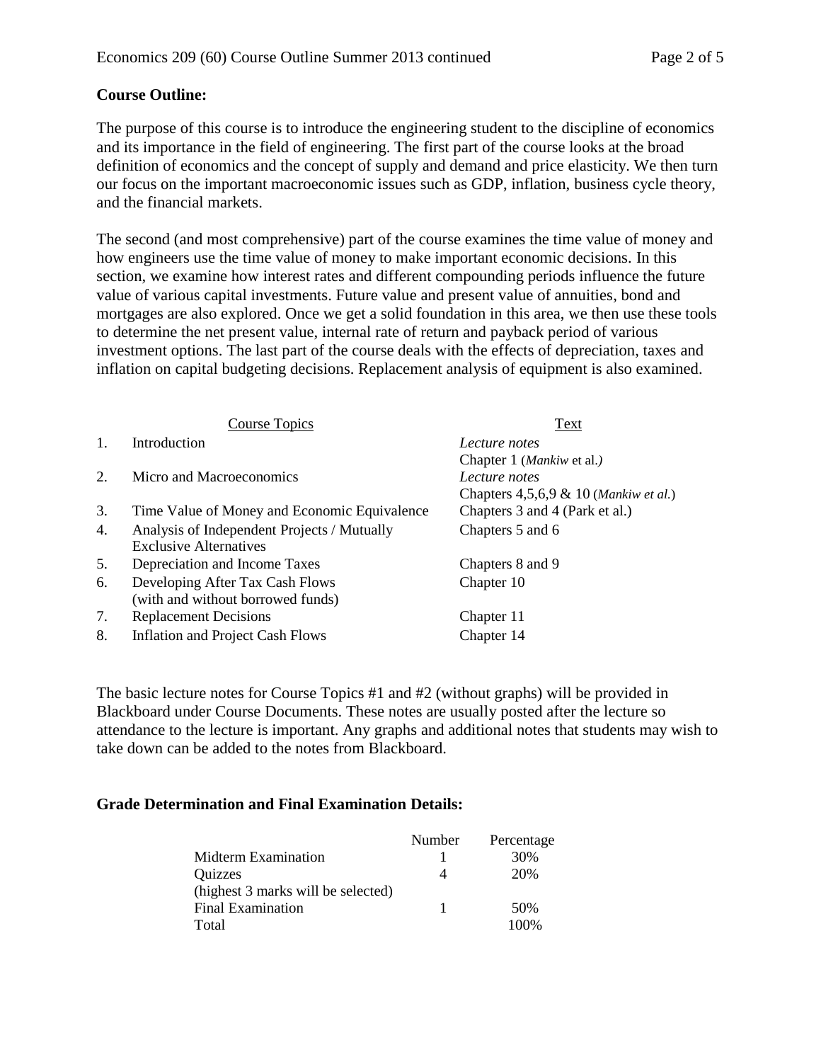**Course Outline:**

The purpose of this course is to introduce the engineering student to the discipline of economics and its importance in the field of engineering. The first part of the course looks at the broad definition of economics and the concept of supply and demand and price elasticity. We then turn our focus on the important macroeconomic issues such as GDP, inflation, business cycle theory, and the financial markets.

The second (and most comprehensive) part of the course examines the time value of money and how engineers use the time value of money to make important economic decisions. In this section, we examine how interest rates and different compounding periods influence the future value of various capital investments. Future value and present value of annuities, bond and mortgages are also explored. Once we get a solid foundation in this area, we then use these tools to determine the net present value, internal rate of return and payback period of various investment options. The last part of the course deals with the effects of depreciation, taxes and inflation on capital budgeting decisions. Replacement analysis of equipment is also examined.

| | Course Topics | Text |
|---|---|---|
| 1. | Introduction | *Lecture notes*<br>Chapter 1 (*Mankiw* et al.*)* |
| 2. | Micro and Macroeconomics | *Lecture notes*<br>Chapters 4,5,6,9 & 10 (*Mankiw et al.*) |
| 3. | Time Value of Money and Economic Equivalence | Chapters 3 and 4 (Park et al.) |
| 4. | Analysis of Independent Projects / Mutually Exclusive Alternatives | Chapters 5 and 6 |
| 5. | Depreciation and Income Taxes | Chapters 8 and 9 |
| 6. | Developing After Tax Cash Flows (with and without borrowed funds) | Chapter 10 |
| 7. | Replacement Decisions | Chapter 11 |
| 8. | Inflation and Project Cash Flows | Chapter 14 |

The basic lecture notes for Course Topics #1 and #2 (without graphs) will be provided in Blackboard under Course Documents. These notes are usually posted after the lecture so attendance to the lecture is important. Any graphs and additional notes that students may wish to take down can be added to the notes from Blackboard.

**Grade Determination and Final Examination Details:**

| | Number | Percentage |
|---|---|---|
| Midterm Examination | 1 | 30% |
| Quizzes<br>(highest 3 marks will be selected) | 4 | 20% |
| Final Examination | 1 | 50% |
| Total | | 100% |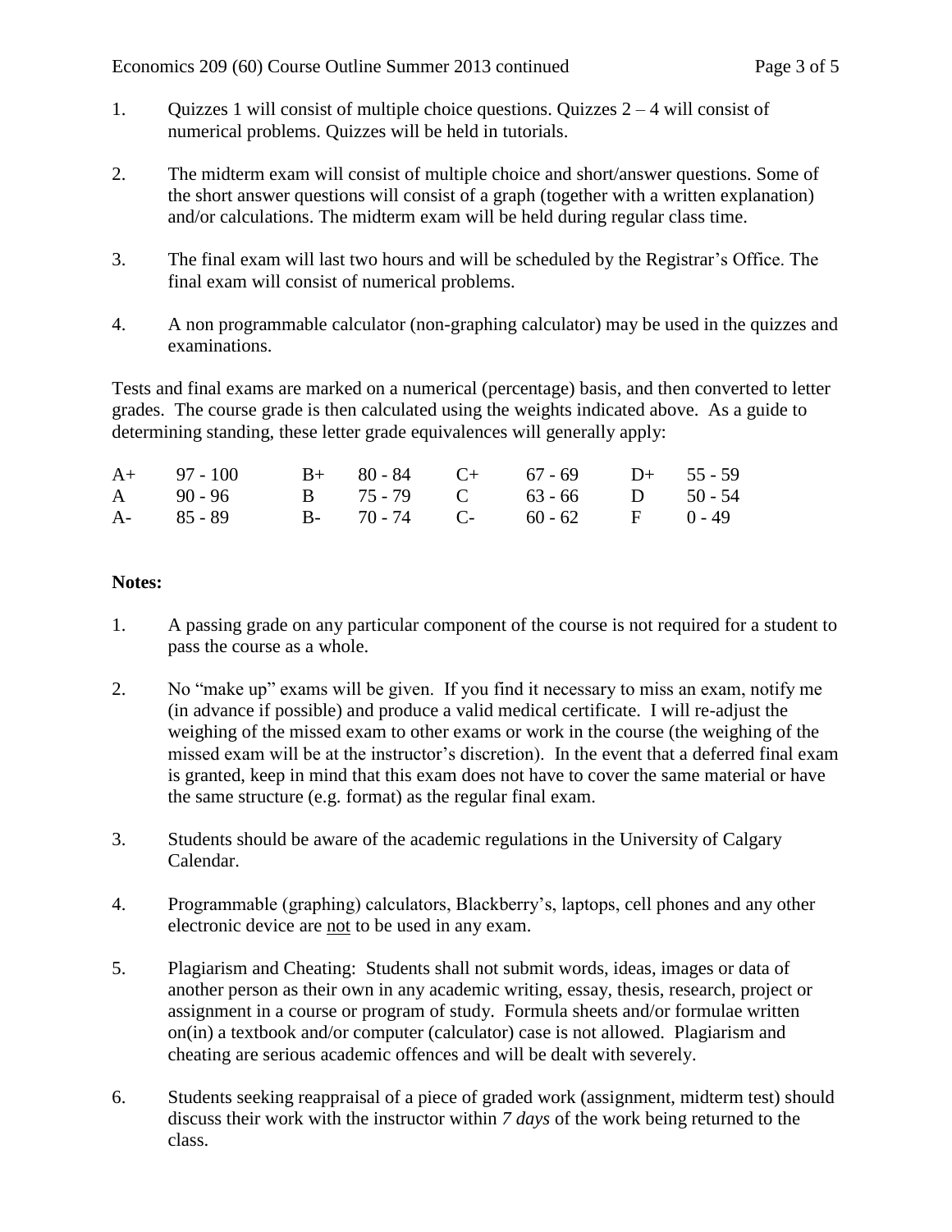1. Quizzes 1 will consist of multiple choice questions. Quizzes 2 – 4 will consist of numerical problems. Quizzes will be held in tutorials.

2. The midterm exam will consist of multiple choice and short/answer questions. Some of the short answer questions will consist of a graph (together with a written explanation) and/or calculations. The midterm exam will be held during regular class time.

3. The final exam will last two hours and will be scheduled by the Registrar's Office. The final exam will consist of numerical problems.

4. A non programmable calculator (non-graphing calculator) may be used in the quizzes and examinations.

Tests and final exams are marked on a numerical (percentage) basis, and then converted to letter grades. The course grade is then calculated using the weights indicated above. As a guide to determining standing, these letter grade equivalences will generally apply:

| | | | | | | | |
|---|---|---|---|---|---|---|---|
| A+ | 97 - 100 | B+ | 80 - 84 | C+ | 67 - 69 | D+ | 55 - 59 |
| A | 90 - 96 | B | 75 - 79 | C | 63 - 66 | D | 50 - 54 |
| A- | 85 - 89 | B- | 70 - 74 | C- | 60 - 62 | F | 0 - 49 |

**Notes:**

1. A passing grade on any particular component of the course is not required for a student to pass the course as a whole.

2. No "make up" exams will be given. If you find it necessary to miss an exam, notify me (in advance if possible) and produce a valid medical certificate. I will re-adjust the weighing of the missed exam to other exams or work in the course (the weighing of the missed exam will be at the instructor's discretion). In the event that a deferred final exam is granted, keep in mind that this exam does not have to cover the same material or have the same structure (e.g. format) as the regular final exam.

3. Students should be aware of the academic regulations in the University of Calgary Calendar.

4. Programmable (graphing) calculators, Blackberry's, laptops, cell phones and any other electronic device are <u>not</u> to be used in any exam.

5. Plagiarism and Cheating: Students shall not submit words, ideas, images or data of another person as their own in any academic writing, essay, thesis, research, project or assignment in a course or program of study. Formula sheets and/or formulae written on(in) a textbook and/or computer (calculator) case is not allowed. Plagiarism and cheating are serious academic offences and will be dealt with severely.

6. Students seeking reappraisal of a piece of graded work (assignment, midterm test) should discuss their work with the instructor within *7 days* of the work being returned to the class.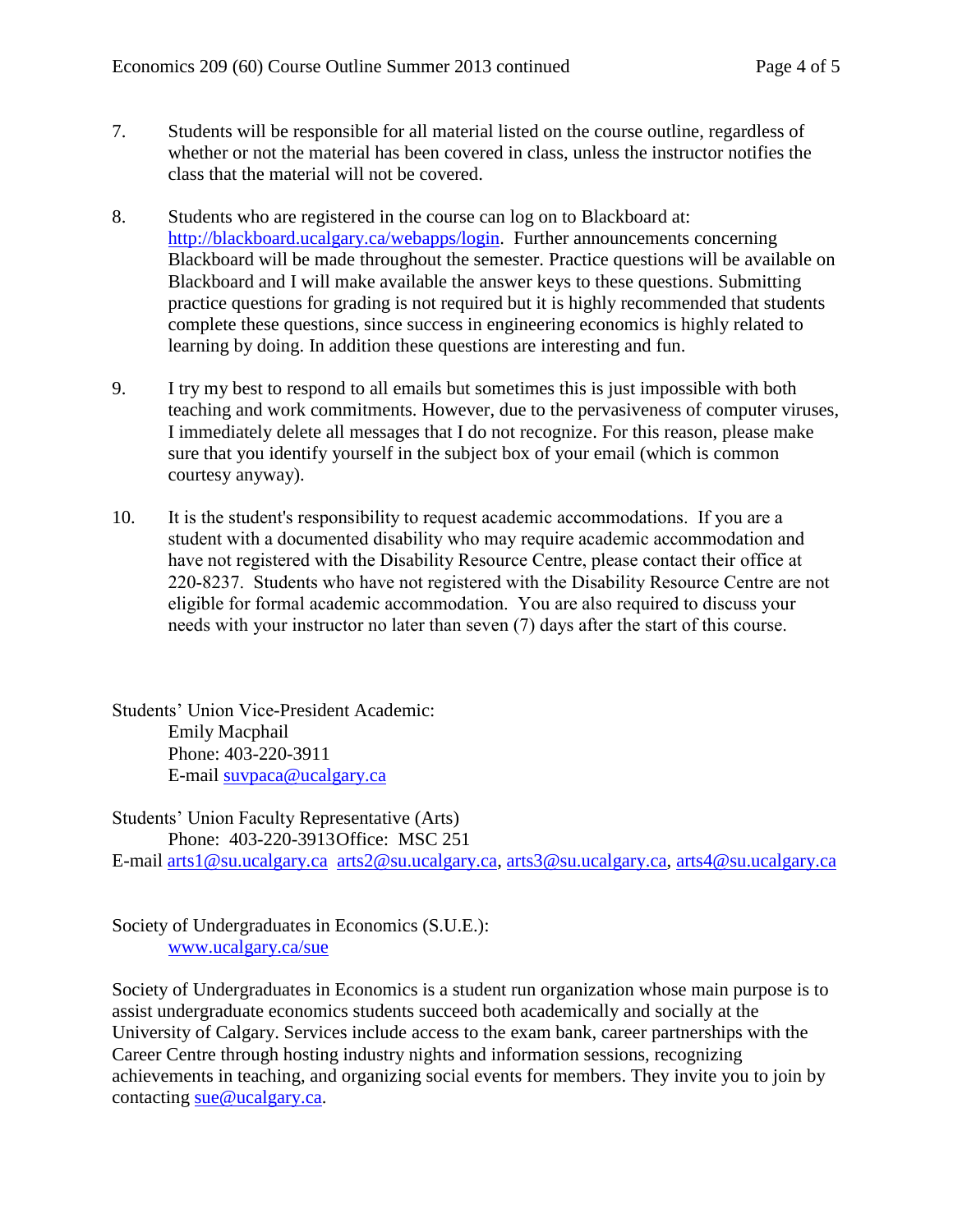7. Students will be responsible for all material listed on the course outline, regardless of whether or not the material has been covered in class, unless the instructor notifies the class that the material will not be covered.

8. Students who are registered in the course can log on to Blackboard at: http://blackboard.ucalgary.ca/webapps/login. Further announcements concerning Blackboard will be made throughout the semester. Practice questions will be available on Blackboard and I will make available the answer keys to these questions. Submitting practice questions for grading is not required but it is highly recommended that students complete these questions, since success in engineering economics is highly related to learning by doing. In addition these questions are interesting and fun.

9. I try my best to respond to all emails but sometimes this is just impossible with both teaching and work commitments. However, due to the pervasiveness of computer viruses, I immediately delete all messages that I do not recognize. For this reason, please make sure that you identify yourself in the subject box of your email (which is common courtesy anyway).

10. It is the student's responsibility to request academic accommodations. If you are a student with a documented disability who may require academic accommodation and have not registered with the Disability Resource Centre, please contact their office at 220-8237. Students who have not registered with the Disability Resource Centre are not eligible for formal academic accommodation. You are also required to discuss your needs with your instructor no later than seven (7) days after the start of this course.

Students' Union Vice-President Academic:
Emily Macphail
Phone: 403-220-3911
E-mail suvpaca@ucalgary.ca

Students' Union Faculty Representative (Arts)
Phone: 403-220-3913Office: MSC 251
E-mail arts1@su.ucalgary.ca arts2@su.ucalgary.ca, arts3@su.ucalgary.ca, arts4@su.ucalgary.ca

Society of Undergraduates in Economics (S.U.E.):
www.ucalgary.ca/sue

Society of Undergraduates in Economics is a student run organization whose main purpose is to assist undergraduate economics students succeed both academically and socially at the University of Calgary. Services include access to the exam bank, career partnerships with the Career Centre through hosting industry nights and information sessions, recognizing achievements in teaching, and organizing social events for members. They invite you to join by contacting sue@ucalgary.ca.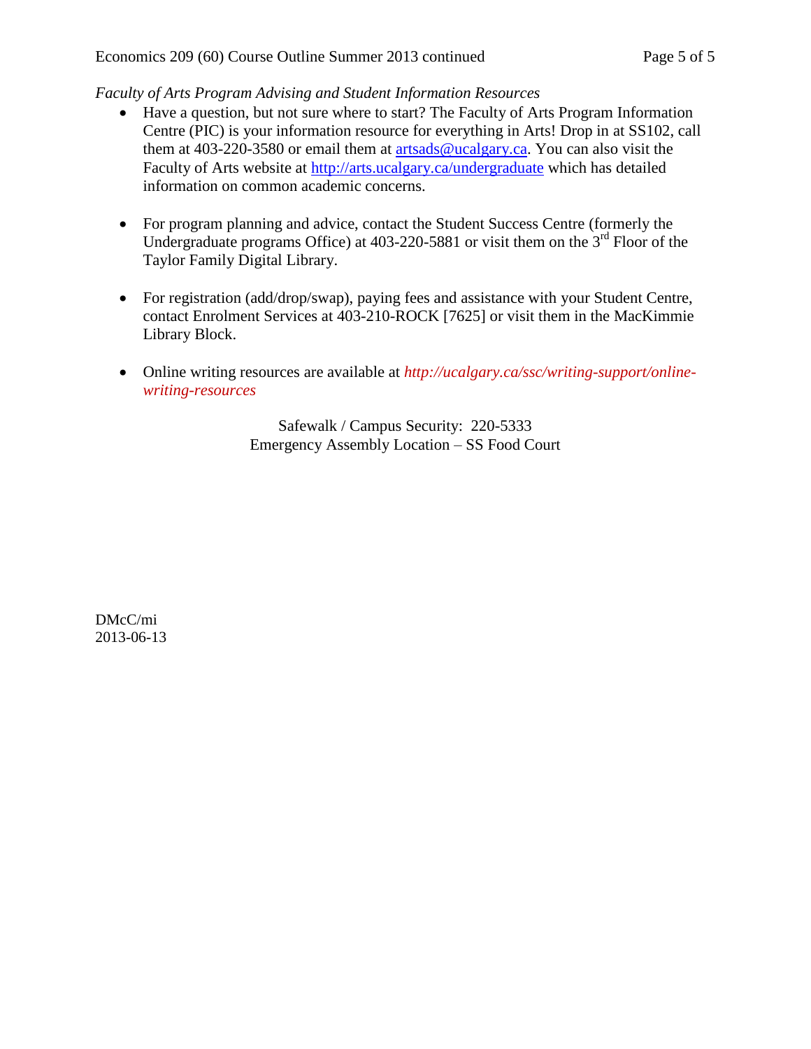*Faculty of Arts Program Advising and Student Information Resources*

- Have a question, but not sure where to start? The Faculty of Arts Program Information Centre (PIC) is your information resource for everything in Arts! Drop in at SS102, call them at 403-220-3580 or email them at artsads@ucalgary.ca. You can also visit the Faculty of Arts website at http://arts.ucalgary.ca/undergraduate which has detailed information on common academic concerns.

- For program planning and advice, contact the Student Success Centre (formerly the Undergraduate programs Office) at 403-220-5881 or visit them on the 3rd Floor of the Taylor Family Digital Library.

- For registration (add/drop/swap), paying fees and assistance with your Student Centre, contact Enrolment Services at 403-210-ROCK [7625] or visit them in the MacKimmie Library Block.

- Online writing resources are available at *http://ucalgary.ca/ssc/writing-support/online-writing-resources*

Safewalk / Campus Security: 220-5333
Emergency Assembly Location – SS Food Court

DMcC/mi
2013-06-13